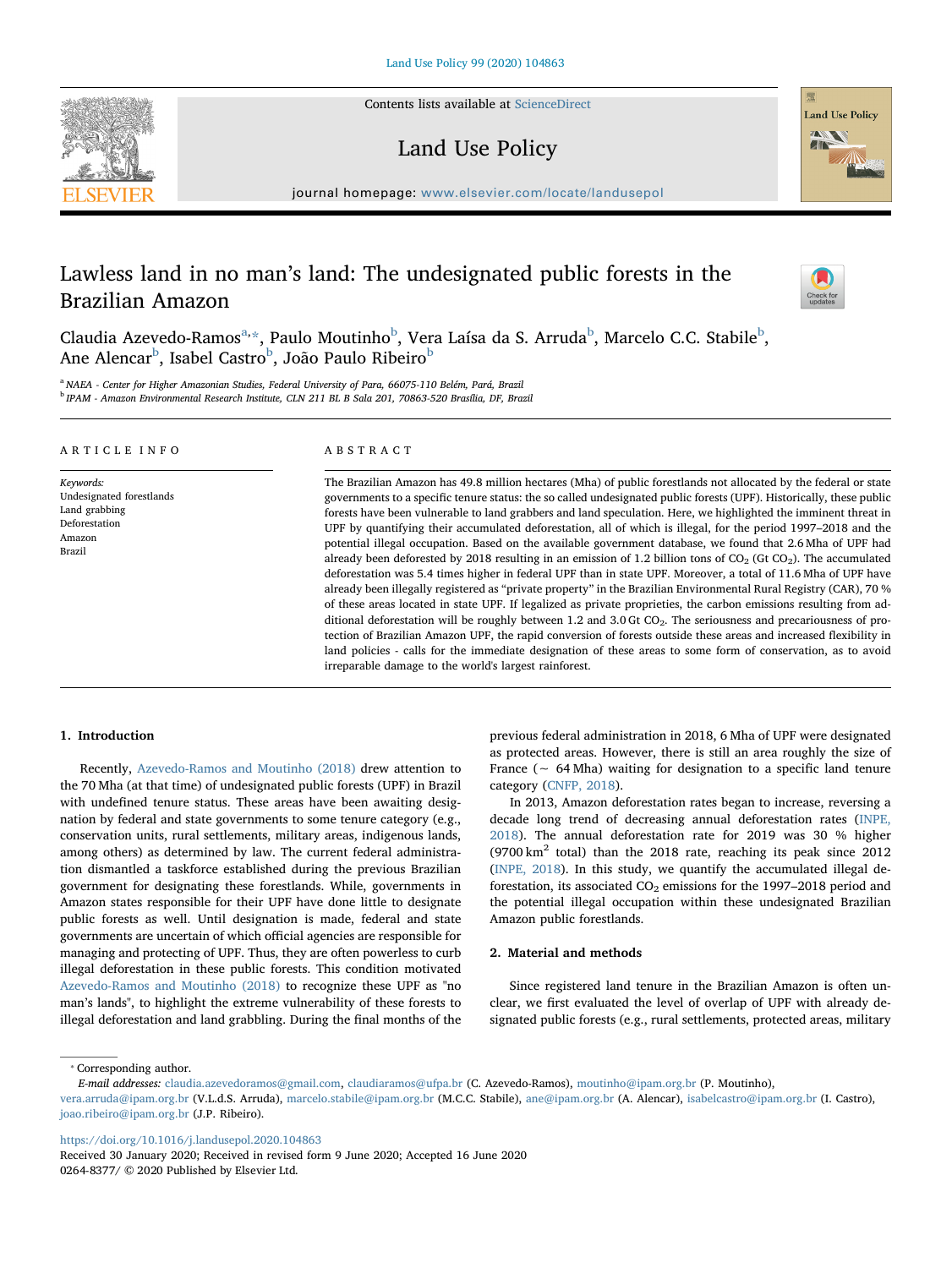# Lawless land in no man's land: The undesignated public forests in the Brazilian Amazon

Claudia Azevedo-Ramos[a,*], Paulo Moutinho[b], Vera Laísa da S. Arruda[b], Marcelo C.C. Stabile[b], Ane Alencar[b], Isabel Castro[b], João Paulo Ribeiro[b]

[a] NAEA - Center for Higher Amazonian Studies, Federal University of Para, 66075-110 Belém, Pará, Brazil

[b] IPAM - Amazon Environmental Research Institute, CLN 211 BL B Sala 201, 70863-520 Brasília, DF, Brazil

## ARTICLE INFO

*Keywords:*
Undesignated forestlands
Land grabbing
Deforestation
Amazon
Brazil

## ABSTRACT

The Brazilian Amazon has 49.8 million hectares (Mha) of public forestlands not allocated by the federal or state governments to a specific tenure status: the so called undesignated public forests (UPF). Historically, these public forests have been vulnerable to land grabbers and land speculation. Here, we highlighted the imminent threat in UPF by quantifying their accumulated deforestation, all of which is illegal, for the period 1997–2018 and the potential illegal occupation. Based on the available government database, we found that 2.6 Mha of UPF had already been deforested by 2018 resulting in an emission of 1.2 billion tons of $CO_2$ (Gt $CO_2$). The accumulated deforestation was 5.4 times higher in federal UPF than in state UPF. Moreover, a total of 11.6 Mha of UPF have already been illegally registered as "private property" in the Brazilian Environmental Rural Registry (CAR), 70 % of these areas located in state UPF. If legalized as private proprieties, the carbon emissions resulting from additional deforestation will be roughly between 1.2 and 3.0 Gt $CO_2$. The seriousness and precariousness of protection of Brazilian Amazon UPF, the rapid conversion of forests outside these areas and increased flexibility in land policies - calls for the immediate designation of these areas to some form of conservation, as to avoid irreparable damage to the world's largest rainforest.

## 1. Introduction

Recently, Azevedo-Ramos and Moutinho (2018) drew attention to the 70 Mha (at that time) of undesignated public forests (UPF) in Brazil with undefined tenure status. These areas have been awaiting designation by federal and state governments to some tenure category (e.g., conservation units, rural settlements, military areas, indigenous lands, among others) as determined by law. The current federal administration dismantled a taskforce established during the previous Brazilian government for designating these forestlands. While, governments in Amazon states responsible for their UPF have done little to designate public forests as well. Until designation is made, federal and state governments are uncertain of which official agencies are responsible for managing and protecting of UPF. Thus, they are often powerless to curb illegal deforestation in these public forests. This condition motivated Azevedo-Ramos and Moutinho (2018) to recognize these UPF as "no man's lands", to highlight the extreme vulnerability of these forests to illegal deforestation and land grabbling. During the final months of the previous federal administration in 2018, 6 Mha of UPF were designated as protected areas. However, there is still an area roughly the size of France (~ 64 Mha) waiting for designation to a specific land tenure category (CNFP, 2018).

In 2013, Amazon deforestation rates began to increase, reversing a decade long trend of decreasing annual deforestation rates (INPE, 2018). The annual deforestation rate for 2019 was 30 % higher (9700 $km^2$ total) than the 2018 rate, reaching its peak since 2012 (INPE, 2018). In this study, we quantify the accumulated illegal deforestation, its associated $CO_2$ emissions for the 1997–2018 period and the potential illegal occupation within these undesignated Brazilian Amazon public forestlands.

## 2. Material and methods

Since registered land tenure in the Brazilian Amazon is often unclear, we first evaluated the level of overlap of UPF with already designated public forests (e.g., rural settlements, protected areas, military

---

* Corresponding author.

*E-mail addresses:* claudia.azevedoramos@gmail.com, claudiaramos@ufpa.br (C. Azevedo-Ramos), moutinho@ipam.org.br (P. Moutinho), vera.arruda@ipam.org.br (V.L.d.S. Arruda), marcelo.stabile@ipam.org.br (M.C.C. Stabile), ane@ipam.org.br (A. Alencar), isabelcastro@ipam.org.br (I. Castro), joao.ribeiro@ipam.org.br (J.P. Ribeiro).

https://doi.org/10.1016/j.landusepol.2020.104863
Received 30 January 2020; Received in revised form 9 June 2020; Accepted 16 June 2020
0264-8377/ © 2020 Published by Elsevier Ltd.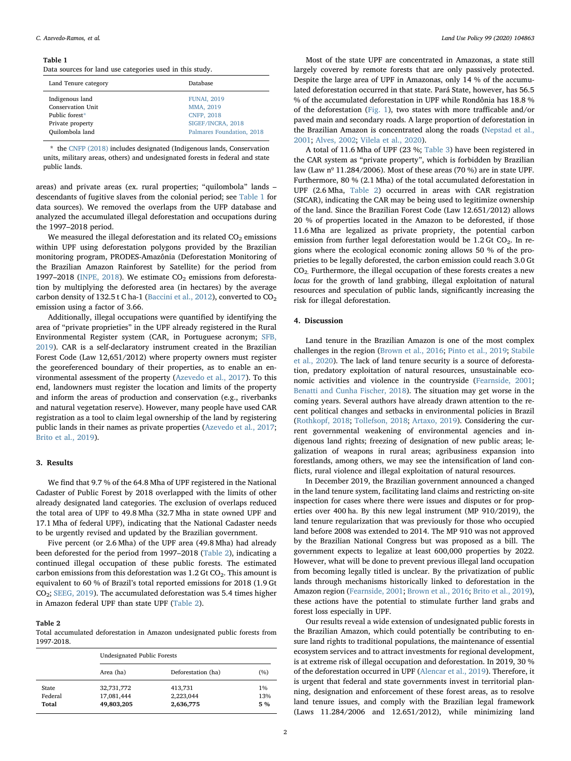**Table 1**
Data sources for land use categories used in this study.

| Land Tenure category | Database |
|---|---|
| Indigenous land | FUNAI, 2019 |
| Conservation Unit | MMA, 2019 |
| Public forest* | CNFP, 2018 |
| Private property | SIGEF/INCRA, 2018 |
| Quilombola land | Palmares Foundation, 2018 |

* the CNFP (2018) includes designated (Indigenous lands, Conservation units, military areas, others) and undesignated forests in federal and state public lands.

areas) and private areas (ex. rural properties; "quilombola" lands – descendants of fugitive slaves from the colonial period; see Table 1 for data sources). We removed the overlaps from the UFP database and analyzed the accumulated illegal deforestation and occupations during the 1997–2018 period.

We measured the illegal deforestation and its related $CO_2$ emissions within UPF using deforestation polygons provided by the Brazilian monitoring program, PRODES-Amazônia (Deforestation Monitoring of the Brazilian Amazon Rainforest by Satellite) for the period from 1997–2018 (INPE, 2018). We estimate $CO_2$ emissions from deforestation by multiplying the deforested area (in hectares) by the average carbon density of 132.5 t C ha-1 (Baccini et al., 2012), converted to $CO_2$ emission using a factor of 3.66.

Additionally, illegal occupations were quantified by identifying the area of "private proprieties" in the UPF already registered in the Rural Environmental Register system (CAR, in Portuguese acronym; SFB, 2019). CAR is a self-declaratory instrument created in the Brazilian Forest Code (Law 12,651/2012) where property owners must register the georeferenced boundary of their properties, as to enable an environmental assessment of the property (Azevedo et al., 2017). To this end, landowners must register the location and limits of the property and inform the areas of production and conservation (e.g., riverbanks and natural vegetation reserve). However, many people have used CAR registration as a tool to claim legal ownership of the land by registering public lands in their names as private properties (Azevedo et al., 2017; Brito et al., 2019).

## 3. Results

We find that 9.7 % of the 64.8 Mha of UPF registered in the National Cadaster of Public Forest by 2018 overlapped with the limits of other already designated land categories. The exclusion of overlaps reduced the total area of UPF to 49.8 Mha (32.7 Mha in state owned UPF and 17.1 Mha of federal UPF), indicating that the National Cadaster needs to be urgently revised and updated by the Brazilian government.

Five percent (or 2.6 Mha) of the UPF area (49.8 Mha) had already been deforested for the period from 1997–2018 (Table 2), indicating a continued illegal occupation of these public forests. The estimated carbon emissions from this deforestation was 1.2 Gt $CO_2$. This amount is equivalent to 60 % of Brazil's total reported emissions for 2018 (1.9 Gt $CO_2$; SEEG, 2019). The accumulated deforestation was 5.4 times higher in Amazon federal UPF than state UPF (Table 2).

**Table 2**
Total accumulated deforestation in Amazon undesignated public forests from 1997-2018.

| | Undesignated Public Forests | | |
|---|---|---|---|
| | Area (ha) | Deforestation (ha) | (%) |
| State | 32,731,772 | 413,731 | 1% |
| Federal | 17,081,444 | 2,223,044 | 13% |
| **Total** | **49,803,205** | **2,636,775** | **5 %** |

Most of the state UPF are concentrated in Amazonas, a state still largely covered by remote forests that are only passively protected. Despite the large area of UPF in Amazonas, only 14 % of the accumulated deforestation occurred in that state. Pará State, however, has 56.5 % of the accumulated deforestation in UPF while Rondônia has 18.8 % of the deforestation (Fig. 1), two states with more trafficable and/or paved main and secondary roads. A large proportion of deforestation in the Brazilian Amazon is concentrated along the roads (Nepstad et al., 2001; Alves, 2002; Vilela et al., 2020).

A total of 11.6 Mha of UPF (23 %; Table 3) have been registered in the CAR system as "private property", which is forbidden by Brazilian law (Law nº 11.284/2006). Most of these areas (70 %) are in state UPF. Furthermore, 80 % (2.1 Mha) of the total accumulated deforestation in UPF (2.6 Mha, Table 2) occurred in areas with CAR registration (SICAR), indicating the CAR may be being used to legitimize ownership of the land. Since the Brazilian Forest Code (Law 12.651/2012) allows 20 % of properties located in the Amazon to be deforested, if those 11.6 Mha are legalized as private propriety, the potential carbon emission from further legal deforestation would be 1.2 Gt $CO_2$. In regions where the ecological economic zoning allows 50 % of the proprieties to be legally deforested, the carbon emission could reach 3.0 Gt $CO_2$. Furthermore, the illegal occupation of these forests creates a new *locus* for the growth of land grabbing, illegal exploitation of natural resources and speculation of public lands, significantly increasing the risk for illegal deforestation.

## 4. Discussion

Land tenure in the Brazilian Amazon is one of the most complex challenges in the region (Brown et al., 2016; Pinto et al., 2019; Stabile et al., 2020). The lack of land tenure security is a source of deforestation, predatory exploitation of natural resources, unsustainable economic activities and violence in the countryside (Fearnside, 2001; Benatti and Cunha Fischer, 2018). The situation may get worse in the coming years. Several authors have already drawn attention to the recent political changes and setbacks in environmental policies in Brazil (Rothkopf, 2018; Tollefson, 2018; Artaxo, 2019). Considering the current governmental weakening of environmental agencies and indigenous land rights; freezing of designation of new public areas; legalization of weapons in rural areas; agribusiness expansion into forestlands, among others, we may see the intensification of land conflicts, rural violence and illegal exploitation of natural resources.

In December 2019, the Brazilian government announced a changed in the land tenure system, facilitating land claims and restricting on-site inspection for cases where there were issues and disputes or for properties over 400 ha. By this new legal instrument (MP 910/2019), the land tenure regularization that was previously for those who occupied land before 2008 was extended to 2014. The MP 910 was not approved by the Brazilian National Congress but was proposed as a bill. The government expects to legalize at least 600,000 properties by 2022. However, what will be done to prevent previous illegal land occupation from becoming legally titled is unclear. By the privatization of public lands through mechanisms historically linked to deforestation in the Amazon region (Fearnside, 2001; Brown et al., 2016; Brito et al., 2019), these actions have the potential to stimulate further land grabs and forest loss especially in UPF.

Our results reveal a wide extension of undesignated public forests in the Brazilian Amazon, which could potentially be contributing to ensure land rights to traditional populations, the maintenance of essential ecosystem services and to attract investments for regional development, is at extreme risk of illegal occupation and deforestation. In 2019, 30 % of the deforestation occurred in UPF (Alencar et al., 2019). Therefore, it is urgent that federal and state governments invest in territorial planning, designation and enforcement of these forest areas, as to resolve land tenure issues, and comply with the Brazilian legal framework (Laws 11.284/2006 and 12.651/2012), while minimizing land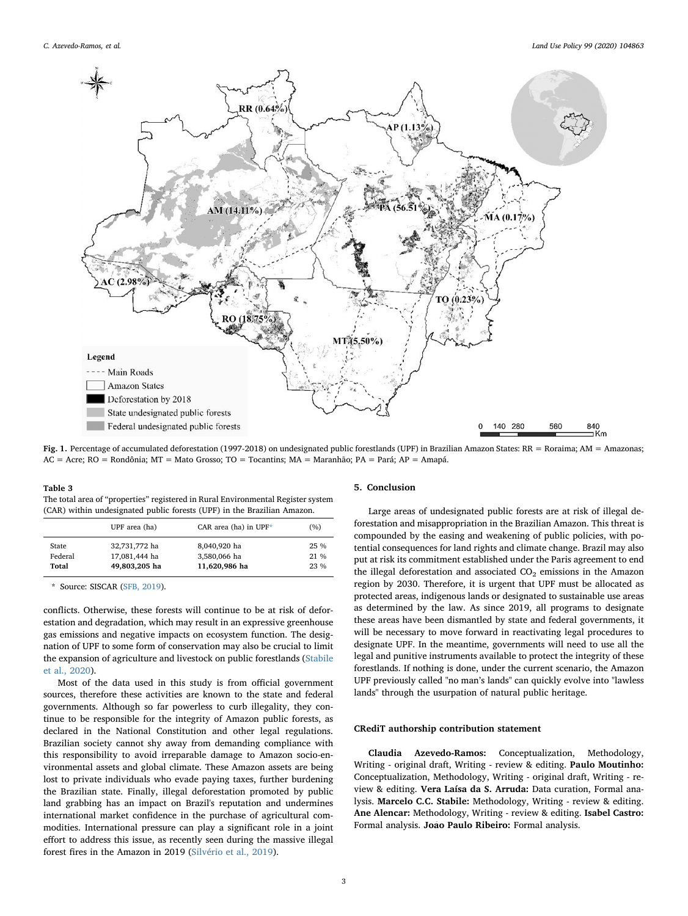Fig. 1. Percentage of accumulated deforestation (1997-2018) on undesignated public forestlands (UPF) in Brazilian Amazon States: RR = Roraima; AM = Amazonas; AC = Acre; RO = Rondônia; MT = Mato Grosso; TO = Tocantins; MA = Maranhão; PA = Pará; AP = Amapá.

**Table 3**
The total area of “properties” registered in Rural Environmental Register system (CAR) within undesignated public forests (UPF) in the Brazilian Amazon.

| | UPF area (ha) | CAR area (ha) in UPF* | (%) |
|---|---|---|---|
| State | 32,731,772 ha | 8,040,920 ha | 25 % |
| Federal | 17,081,444 ha | 3,580,066 ha | 21 % |
| **Total** | **49,803,205 ha** | **11,620,986 ha** | 23 % |

\* Source: SISCAR (SFB, 2019).

conflicts. Otherwise, these forests will continue to be at risk of deforestation and degradation, which may result in an expressive greenhouse gas emissions and negative impacts on ecosystem function. The designation of UPF to some form of conservation may also be crucial to limit the expansion of agriculture and livestock on public forestlands (Stabile et al., 2020).

Most of the data used in this study is from official government sources, therefore these activities are known to the state and federal governments. Although so far powerless to curb illegality, they continue to be responsible for the integrity of Amazon public forests, as declared in the National Constitution and other legal regulations. Brazilian society cannot shy away from demanding compliance with this responsibility to avoid irreparable damage to Amazon socio-environmental assets and global climate. These Amazon assets are being lost to private individuals who evade paying taxes, further burdening the Brazilian state. Finally, illegal deforestation promoted by public land grabbing has an impact on Brazil's reputation and undermines international market confidence in the purchase of agricultural commodities. International pressure can play a significant role in a joint effort to address this issue, as recently seen during the massive illegal forest fires in the Amazon in 2019 (Silvério et al., 2019).

## 5. Conclusion

Large areas of undesignated public forests are at risk of illegal deforestation and misappropriation in the Brazilian Amazon. This threat is compounded by the easing and weakening of public policies, with potential consequences for land rights and climate change. Brazil may also put at risk its commitment established under the Paris agreement to end the illegal deforestation and associated $CO_2$ emissions in the Amazon region by 2030. Therefore, it is urgent that UPF must be allocated as protected areas, indigenous lands or designated to sustainable use areas as determined by the law. As since 2019, all programs to designate these areas have been dismantled by state and federal governments, it will be necessary to move forward in reactivating legal procedures to designate UPF. In the meantime, governments will need to use all the legal and punitive instruments available to protect the integrity of these forestlands. If nothing is done, under the current scenario, the Amazon UPF previously called "no man's lands" can quickly evolve into "lawless lands" through the usurpation of natural public heritage.

## CRediT authorship contribution statement

**Claudia Azevedo-Ramos:** Conceptualization, Methodology, Writing - original draft, Writing - review & editing. **Paulo Moutinho:** Conceptualization, Methodology, Writing - original draft, Writing - review & editing. **Vera Laísa da S. Arruda:** Data curation, Formal analysis. **Marcelo C.C. Stabile:** Methodology, Writing - review & editing. **Ane Alencar:** Methodology, Writing - review & editing. **Isabel Castro:** Formal analysis. **Joao Paulo Ribeiro:** Formal analysis.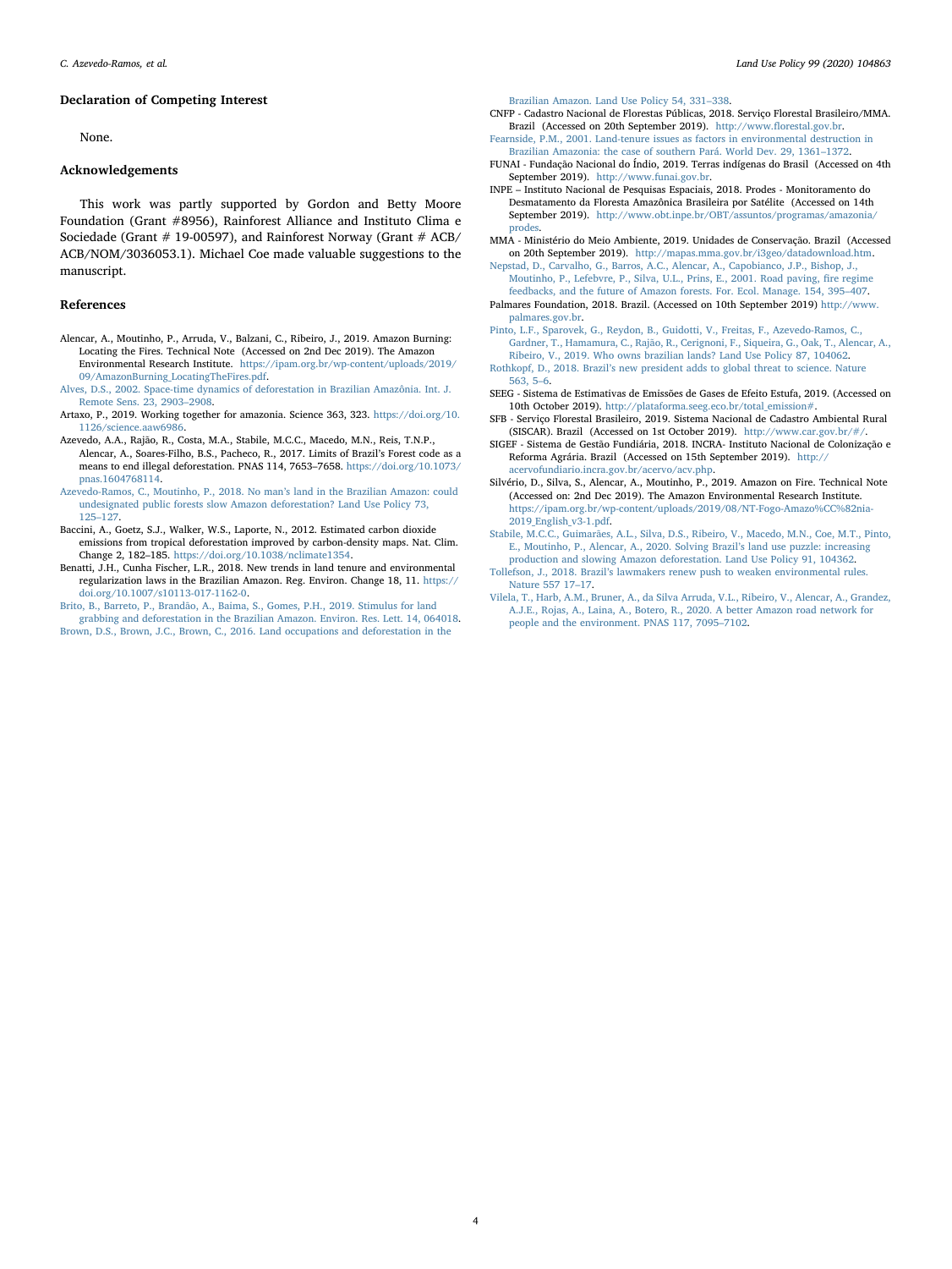## Declaration of Competing Interest

None.

## Acknowledgements

This work was partly supported by Gordon and Betty Moore Foundation (Grant #8956), Rainforest Alliance and Instituto Clima e Sociedade (Grant # 19-00597), and Rainforest Norway (Grant # ACB/ACB/NOM/3036053.1). Michael Coe made valuable suggestions to the manuscript.

## References

Alencar, A., Moutinho, P., Arruda, V., Balzani, C., Ribeiro, J., 2019. Amazon Burning: Locating the Fires. Technical Note (Accessed on 2nd Dec 2019). The Amazon Environmental Research Institute. https://ipam.org.br/wp-content/uploads/2019/09/AmazonBurning_LocatingTheFires.pdf.

Alves, D.S., 2002. Space-time dynamics of deforestation in Brazilian Amazônia. Int. J. Remote Sens. 23, 2903–2908.

Artaxo, P., 2019. Working together for amazonia. Science 363, 323. https://doi.org/10.1126/science.aaw6986.

Azevedo, A.A., Rajão, R., Costa, M.A., Stabile, M.C.C., Macedo, M.N., Reis, T.N.P., Alencar, A., Soares-Filho, B.S., Pacheco, R., 2017. Limits of Brazil's Forest code as a means to end illegal deforestation. PNAS 114, 7653–7658. https://doi.org/10.1073/pnas.1604768114.

Azevedo-Ramos, C., Moutinho, P., 2018. No man's land in the Brazilian Amazon: could undesignated public forests slow Amazon deforestation? Land Use Policy 73, 125–127.

Baccini, A., Goetz, S.J., Walker, W.S., Laporte, N., 2012. Estimated carbon dioxide emissions from tropical deforestation improved by carbon-density maps. Nat. Clim. Change 2, 182–185. https://doi.org/10.1038/nclimate1354.

Benatti, J.H., Cunha Fischer, L.R., 2018. New trends in land tenure and environmental regularization laws in the Brazilian Amazon. Reg. Environ. Change 18, 11. https://doi.org/10.1007/s10113-017-1162-0.

Brito, B., Barreto, P., Brandão, A., Baima, S., Gomes, P.H., 2019. Stimulus for land grabbing and deforestation in the Brazilian Amazon. Environ. Res. Lett. 14, 064018.

Brown, D.S., Brown, J.C., Brown, C., 2016. Land occupations and deforestation in the Brazilian Amazon. Land Use Policy 54, 331–338.

CNFP - Cadastro Nacional de Florestas Públicas, 2018. Serviço Florestal Brasileiro/MMA. Brazil (Accessed on 20th September 2019). http://www.florestal.gov.br.

Fearnside, P.M., 2001. Land-tenure issues as factors in environmental destruction in Brazilian Amazonia: the case of southern Pará. World Dev. 29, 1361–1372.

FUNAI - Fundação Nacional do Índio, 2019. Terras indígenas do Brasil (Accessed on 4th September 2019). http://www.funai.gov.br.

INPE – Instituto Nacional de Pesquisas Espaciais, 2018. Prodes - Monitoramento do Desmatamento da Floresta Amazônica Brasileira por Satélite (Accessed on 14th September 2019). http://www.obt.inpe.br/OBT/assuntos/programas/amazonia/prodes.

MMA - Ministério do Meio Ambiente, 2019. Unidades de Conservação. Brazil (Accessed on 20th September 2019). http://mapas.mma.gov.br/i3geo/datadownload.htm.

Nepstad, D., Carvalho, G., Barros, A.C., Alencar, A., Capobianco, J.P., Bishop, J., Moutinho, P., Lefebvre, P., Silva, U.L., Prins, E., 2001. Road paving, fire regime feedbacks, and the future of Amazon forests. For. Ecol. Manage. 154, 395–407.

Palmares Foundation, 2018. Brazil. (Accessed on 10th September 2019) http://www.palmares.gov.br.

Pinto, L.F., Sparovek, G., Reydon, B., Guidotti, V., Freitas, F., Azevedo-Ramos, C., Gardner, T., Hamamura, C., Rajão, R., Cerignoni, F., Siqueira, G., Oak, T., Alencar, A., Ribeiro, V., 2019. Who owns brazilian lands? Land Use Policy 87, 104062.

Rothkopf, D., 2018. Brazil's new president adds to global threat to science. Nature 563, 5–6.

SEEG - Sistema de Estimativas de Emissões de Gases de Efeito Estufa, 2019. (Accessed on 10th October 2019). http://plataforma.seeg.eco.br/total_emission#.

SFB - Serviço Florestal Brasileiro, 2019. Sistema Nacional de Cadastro Ambiental Rural (SISCAR). Brazil (Accessed on 1st October 2019). http://www.car.gov.br/#/.

SIGEF - Sistema de Gestão Fundiária, 2018. INCRA- Instituto Nacional de Colonização e Reforma Agrária. Brazil (Accessed on 15th September 2019). http://acervofundiario.incra.gov.br/acervo/acv.php.

Silvério, D., Silva, S., Alencar, A., Moutinho, P., 2019. Amazon on Fire. Technical Note (Accessed on: 2nd Dec 2019). The Amazon Environmental Research Institute. https://ipam.org.br/wp-content/uploads/2019/08/NT-Fogo-Amazo%CC%82nia-2019_English_v3-1.pdf.

Stabile, M.C.C., Guimarães, A.L., Silva, D.S., Ribeiro, V., Macedo, M.N., Coe, M.T., Pinto, E., Moutinho, P., Alencar, A., 2020. Solving Brazil's land use puzzle: increasing production and slowing Amazon deforestation. Land Use Policy 91, 104362.

Tollefson, J., 2018. Brazil's lawmakers renew push to weaken environmental rules. Nature 557 17–17.

Vilela, T., Harb, A.M., Bruner, A., da Silva Arruda, V.L., Ribeiro, V., Alencar, A., Grandez, A.J.E., Rojas, A., Laina, A., Botero, R., 2020. A better Amazon road network for people and the environment. PNAS 117, 7095–7102.